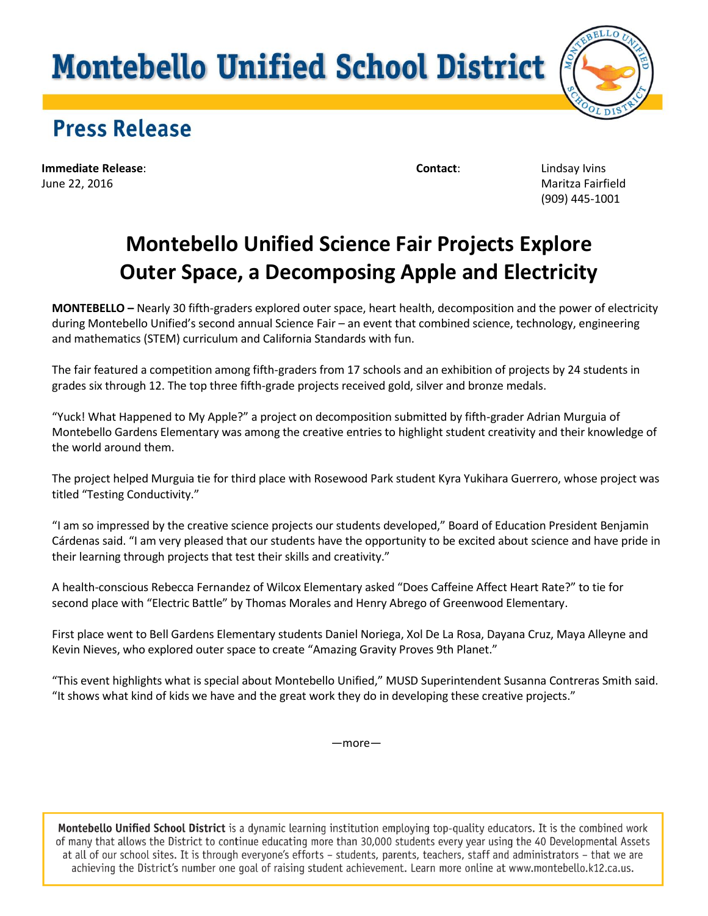# Montebello Unified School District

## Press Release

**Immediate Release**:
June 22, 2016

**Contact**:
Lindsay Ivins
Maritza Fairfield
(909) 445-1001

# Montebello Unified Science Fair Projects Explore Outer Space, a Decomposing Apple and Electricity

**MONTEBELLO –** Nearly 30 fifth-graders explored outer space, heart health, decomposition and the power of electricity during Montebello Unified's second annual Science Fair – an event that combined science, technology, engineering and mathematics (STEM) curriculum and California Standards with fun.

The fair featured a competition among fifth-graders from 17 schools and an exhibition of projects by 24 students in grades six through 12. The top three fifth-grade projects received gold, silver and bronze medals.

"Yuck! What Happened to My Apple?" a project on decomposition submitted by fifth-grader Adrian Murguia of Montebello Gardens Elementary was among the creative entries to highlight student creativity and their knowledge of the world around them.

The project helped Murguia tie for third place with Rosewood Park student Kyra Yukihara Guerrero, whose project was titled "Testing Conductivity."

"I am so impressed by the creative science projects our students developed," Board of Education President Benjamin Cárdenas said. "I am very pleased that our students have the opportunity to be excited about science and have pride in their learning through projects that test their skills and creativity."

A health-conscious Rebecca Fernandez of Wilcox Elementary asked "Does Caffeine Affect Heart Rate?" to tie for second place with "Electric Battle" by Thomas Morales and Henry Abrego of Greenwood Elementary.

First place went to Bell Gardens Elementary students Daniel Noriega, Xol De La Rosa, Dayana Cruz, Maya Alleyne and Kevin Nieves, who explored outer space to create "Amazing Gravity Proves 9th Planet."

"This event highlights what is special about Montebello Unified," MUSD Superintendent Susanna Contreras Smith said. "It shows what kind of kids we have and the great work they do in developing these creative projects."

—more—

**Montebello Unified School District** is a dynamic learning institution employing top-quality educators. It is the combined work of many that allows the District to continue educating more than 30,000 students every year using the 40 Developmental Assets at all of our school sites. It is through everyone's efforts – students, parents, teachers, staff and administrators – that we are achieving the District's number one goal of raising student achievement. Learn more online at www.montebello.k12.ca.us.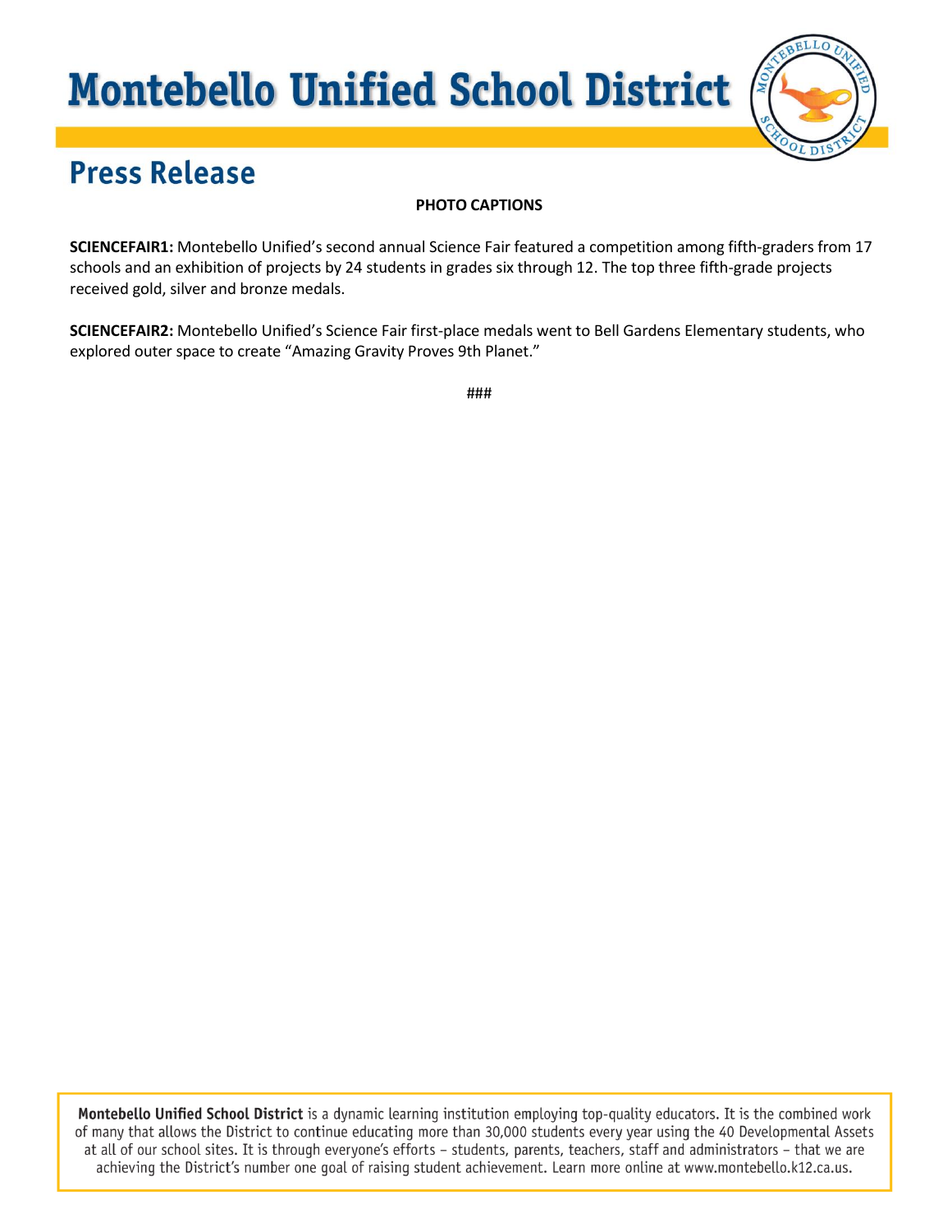# Montebello Unified School District

## Press Release

**PHOTO CAPTIONS**

**SCIENCEFAIR1:** Montebello Unified's second annual Science Fair featured a competition among fifth-graders from 17 schools and an exhibition of projects by 24 students in grades six through 12. The top three fifth-grade projects received gold, silver and bronze medals.

**SCIENCEFAIR2:** Montebello Unified's Science Fair first-place medals went to Bell Gardens Elementary students, who explored outer space to create "Amazing Gravity Proves 9th Planet."

###

**Montebello Unified School District** is a dynamic learning institution employing top-quality educators. It is the combined work of many that allows the District to continue educating more than 30,000 students every year using the 40 Developmental Assets at all of our school sites. It is through everyone's efforts – students, parents, teachers, staff and administrators – that we are achieving the District's number one goal of raising student achievement. Learn more online at www.montebello.k12.ca.us.